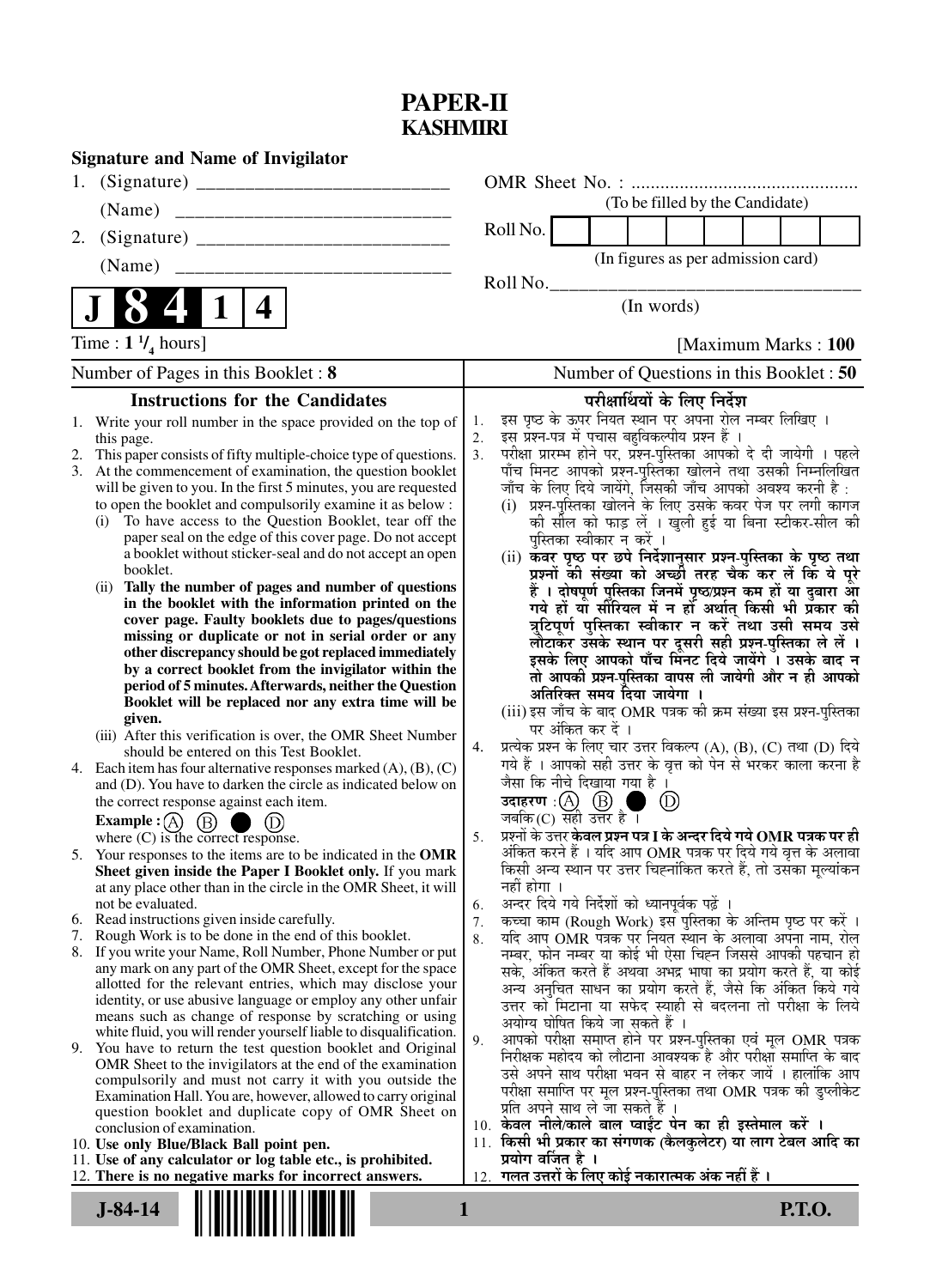# PAPER-II
## KASHMIRI

**Signature and Name of Invigilator**

1. (Signature) ___________________________

   (Name) ___________________________

2. (Signature) ___________________________

   (Name) ___________________________

OMR Sheet No. : ...............................................

(To be filled by the Candidate)

Roll No. [ ]

(In figures as per admission card)

Roll No.________________________________

(In words)

**J 8 4 1 4**

Time : **$1\frac{1}{4}$ hours**] [Maximum Marks : **100**

| Number of Pages in this Booklet : 8 | Number of Questions in this Booklet : 50 |
|---|---|

### Instructions for the Candidates

1. Write your roll number in the space provided on the top of this page.
2. This paper consists of fifty multiple-choice type of questions.
3. At the commencement of examination, the question booklet will be given to you. In the first 5 minutes, you are requested to open the booklet and compulsorily examine it as below :
   (i) To have access to the Question Booklet, tear off the paper seal on the edge of this cover page. Do not accept a booklet without sticker-seal and do not accept an open booklet.
   (ii) **Tally the number of pages and number of questions in the booklet with the information printed on the cover page. Faulty booklets due to pages/questions missing or duplicate or not in serial order or any other discrepancy should be got replaced immediately by a correct booklet from the invigilator within the period of 5 minutes. Afterwards, neither the Question Booklet will be replaced nor any extra time will be given.**
   (iii) After this verification is over, the OMR Sheet Number should be entered on this Test Booklet.
4. Each item has four alternative responses marked (A), (B), (C) and (D). You have to darken the circle as indicated below on the correct response against each item.
   **Example :** (A) (B) ● (D)
   where (C) is the correct response.
5. Your responses to the items are to be indicated in the **OMR Sheet given inside the Paper I Booklet only.** If you mark at any place other than in the circle in the OMR Sheet, it will not be evaluated.
6. Read instructions given inside carefully.
7. Rough Work is to be done in the end of this booklet.
8. If you write your Name, Roll Number, Phone Number or put any mark on any part of the OMR Sheet, except for the space allotted for the relevant entries, which may disclose your identity, or use abusive language or employ any other unfair means such as change of response by scratching or using white fluid, you will render yourself liable to disqualification.
9. You have to return the test question booklet and Original OMR Sheet to the invigilators at the end of the examination compulsorily and must not carry it with you outside the Examination Hall. You are, however, allowed to carry original question booklet and duplicate copy of OMR Sheet on conclusion of examination.
10. **Use only Blue/Black Ball point pen.**
11. **Use of any calculator or log table etc., is prohibited.**
12. **There is no negative marks for incorrect answers.**

### परीक्षार्थियों के लिए निर्देश

1. इस पृष्ठ के ऊपर नियत स्थान पर अपना रोल नम्बर लिखिए ।
2. इस प्रश्न-पत्र में पचास बहुविकल्पीय प्रश्न हैं ।
3. परीक्षा प्रारम्भ होने पर, प्रश्न-पुस्तिका आपको दे दी जायेगी । पहले पाँच मिनट आपको प्रश्न-पुस्तिका खोलने तथा उसकी निम्नलिखित जाँच के लिए दिये जायेंगे, जिसकी जाँच आपको अवश्य करनी है :
   (i) प्रश्न-पुस्तिका खोलने के लिए उसके कवर पेज पर लगी कागज की सील को फाड़ लें । खुली हुई या बिना स्टीकर-सील की पुस्तिका स्वीकार न करें ।
   (ii) **कवर पृष्ठ पर छपे निर्देशानुसार प्रश्न-पुस्तिका के पृष्ठ तथा प्रश्नों की संख्या को अच्छी तरह चैक कर लें कि ये पूरे हैं । दोषपूर्ण पुस्तिका जिनमें पृष्ठ/प्रश्न कम हों या दुबारा आ गये हों या सीरियल में न हों अर्थात् किसी भी प्रकार की त्रुटिपूर्ण पुस्तिका स्वीकार न करें तथा उसी समय उसे लौटाकर उसके स्थान पर दूसरी सही प्रश्न-पुस्तिका ले लें । इसके लिए आपको पाँच मिनट दिये जायेंगे । उसके बाद न तो आपकी प्रश्न-पुस्तिका वापस ली जायेगी और न ही आपको अतिरिक्त समय दिया जायेगा ।**
   (iii) इस जाँच के बाद OMR पत्रक की क्रम संख्या इस प्रश्न-पुस्तिका पर अंकित कर दें ।
4. प्रत्येक प्रश्न के लिए चार उत्तर विकल्प (A), (B), (C) तथा (D) दिये गये हैं । आपको सही उत्तर के वृत्त को पेन से भरकर काला करना है जैसा कि नीचे दिखाया गया है ।
   **उदाहरण :** (A) (B) ● (D)
   जबकि (C) सही उत्तर है ।
5. प्रश्नों के उत्तर **केवल प्रश्न पत्र I के अन्दर दिये गये OMR पत्रक पर ही** अंकित करने हैं । यदि आप OMR पत्रक पर दिये गये वृत्त के अलावा किसी अन्य स्थान पर उत्तर चिह्नांकित करते हैं, तो उसका मूल्यांकन नहीं होगा ।
6. अन्दर दिये गये निर्देशों को ध्यानपूर्वक पढ़ें ।
7. कच्चा काम (Rough Work) इस पुस्तिका के अन्तिम पृष्ठ पर करें ।
8. यदि आप OMR पत्रक पर नियत स्थान के अलावा अपना नाम, रोल नम्बर, फोन नम्बर या कोई भी ऐसा चिह्न जिससे आपकी पहचान हो सके, अंकित करते हैं अथवा अभद्र भाषा का प्रयोग करते हैं, या कोई अन्य अनुचित साधन का प्रयोग करते हैं, जैसे कि अंकित किये गये उत्तर को मिटाना या सफेद स्याही से बदलना तो परीक्षा के लिये अयोग्य घोषित किये जा सकते हैं ।
9. आपको परीक्षा समाप्त होने पर प्रश्न-पुस्तिका एवं मूल OMR पत्रक निरीक्षक महोदय को लौटाना आवश्यक है और परीक्षा समाप्ति के बाद उसे अपने साथ परीक्षा भवन से बाहर न लेकर जायें । हालांकि आप परीक्षा समाप्ति पर मूल प्रश्न-पुस्तिका तथा OMR पत्रक की डुप्लीकेट प्रति अपने साथ ले जा सकते हैं ।
10. **केवल नीले/काले बाल प्वाईंट पेन का ही इस्तेमाल करें ।**
11. **किसी भी प्रकार का संगणक (कैलकुलेटर) या लाग टेबल आदि का प्रयोग वर्जित है ।**
12. **गलत उत्तरों के लिए कोई नकारात्मक अंक नहीं हैं ।**

**J-84-14** **P.T.O.**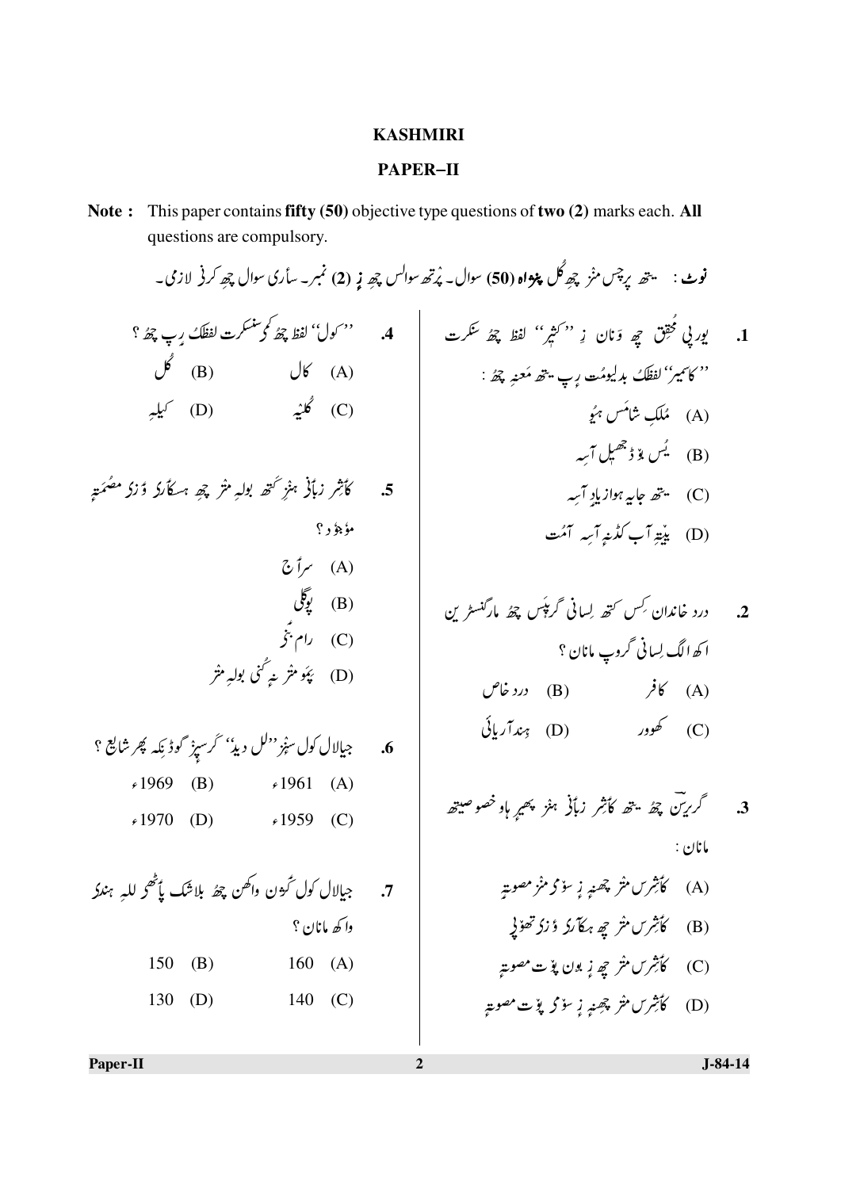## KASHMIRI

## PAPER–II

**Note :** This paper contains **fifty (50)** objective type questions of **two (2)** marks each. **All** questions are compulsory.

**نوٹ :** یتھ پرچس منز چھِ کُل **پنژاہ (50)** سوال۔ پرٛتھ سوالس چھِ **زٕ (2)** نمبر۔ سأری سوال چھ کرٕنۍ لازمی۔

1. یورپی مُحقق چھِ وَنان زِ ''کٲشُر'' لفظ چھُ سنکرت ''کاسمیر'' لفظُک بدلیومُت رٕپ یتھ مَعنہٕ چھُ :
   - (A) مُلکِ شامَس ہیُو
   - (B) یُس بۆڑ ڈھیل آسہ
   - (C) یتھ جایہ ہواز یادٕ آسہ
   - (D) یتہٕ آب کڈنہٕ آسہ آمُت

2. درد خاندان کَس کتھ لِسانی گرپَس چھُ مارگنسٹر ین اکھ الگ لِسانی گروپ مانان ؟
   - (A) کافر
   - (B) درد خاص
   - (C) کھوور
   - (D) ہِندآریائی

3. گریرسن چھُ یتھ کٲشر زبانۍ ہنز پھیر ہاوخصوصیتھ مانان :
   - (A) کٲشرس منز چھنہٕ زِ سۆرِ منز مصوتہٕ
   - (B) کٲشرس منز چھ ہکاری وٕزی تھوٚلۍ
   - (C) کٲشرس منز چھِ زِ بون پۆت مصوتہٕ
   - (D) کٲشرس منز چھنہٕ زِ سۆرِ پۆت مصوتہٕ

4. ''کول'' لفظ چھُ کُس سنسکرت لفظُک رٕپ چھُ ؟
   - (A) کال
   - (B) کُل
   - (C) کُلیہٕ
   - (D) کیلہٕ

5. کٲشر زبانۍ ہنز کَتھ بولہٕ منز چھ ہسکاری وَزی مصَمتہٕ مۆجۆد ؟
   - (A) سراج
   - (B) پوگلی
   - (C) رام بنٛ
   - (D) یَمو منز نہٕ کُنی بولہٕ منز

6. جیالال کول سنٛز ''لل دید'' کر سپٕز گوڈنکہ پھر شایع ؟
   - (A) 1961ء
   - (B) 1969ء
   - (C) 1959ء
   - (D) 1970ء

7. جیالال کول کرٛون واکھن چھُ بلاشک پٲٹھی للہٕ ہندی واکھ مانان ؟
   - (A) 160
   - (B) 150
   - (C) 140
   - (D) 130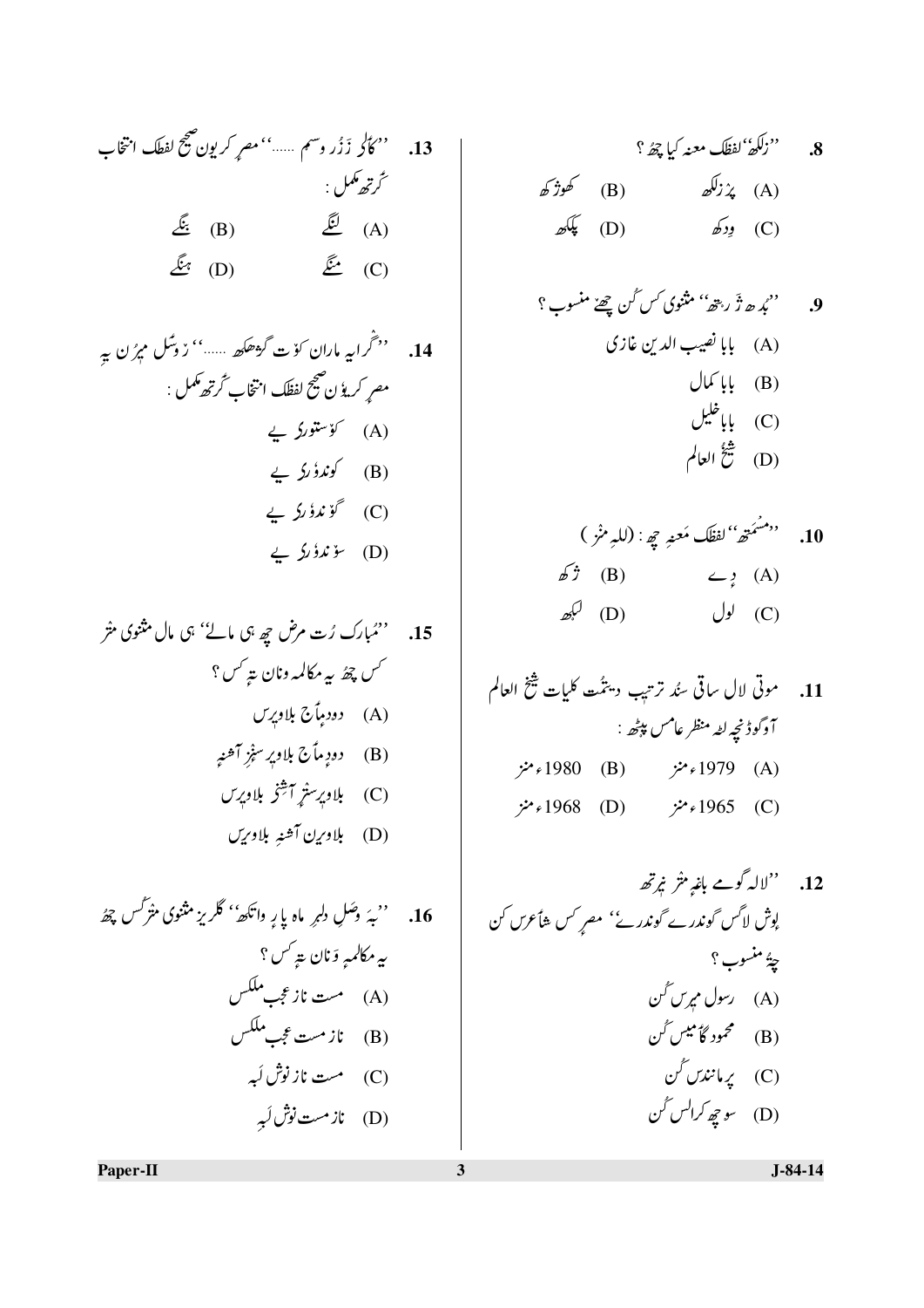8. ''زلکھ'' لفظک معنہ کیا چھُ ؟

(A) پرٛ زلکھ (B) کھوژکھ

(C) وِدکھ (D) پلکھ

9. ''بُدھ ژٔ رتھ'' مثنوی کس کُن چھےٚ منسوب ؟

(A) بابا نصیب الدین غازی

(B) بابا کمال

(C) بابا خلیل

(D) شیخ العالم

10. ''مسُمَتھ'' لفظک مَعنہِ چھ : (للہِ مثر )

(A) دِے (B) ژکھ

(C) لول (D) لکھ

11. موتی لال ساقی سٕند ترتیب دیتمُت کلیات شیخ العالم آوگوڈنچہ لٹہ منظر عامس پیٹھ :

(A) 1979ء منز (B) 1980ء منز

(C) 1965ء منز (D) 1968ء منز

12. ''لالہ گوے باغہِ مثر نیرتھ
یوش لاگس گوندرے گوندرے'' مصرٕ کس شاعرس کن چھُ منسوب ؟

(A) رسول میرس کُن

(B) محمود گامیس کُن

(C) پرمانندس کُن

(D) سوچھ کرالس کُن

13. ''کالٕ زٕرٕ وسمہ ......'' مصرٕ کریون صحیح لفظک انتخاب کٔرتھ مکمل :

(A) لنگے (B) بنگے

(C) منگے (D) ہنگے

14. ''گرایہ ماران کوٚت گژھکھ ......'' زوٚسل میرٕن یہِ مصرٕ کریٚن صحیح لفظک انتخاب کٔرتھ مکمل :

(A) کوٚستورٕ یے

(B) کوندٕرٕ یے

(C) گوٚندٕرٕ یے

(D) سوٚندٕرٕ یے

15. ''مُبارک رُت مرض چھ ہی مالے'' ہی مال مثنوی مثر کس چھُ یہ مکالمہ ونان تہٕ کس ؟

(A) دودمآج بلاوپرس

(B) دودِمآج بلاوپر سنزِ آشنہِ

(C) بلاوپرسنز آشنی بلاوپرس

(D) بلاوپرن آشنہِ بلاوپرس

16. ''یہٕ وَصلِ دلبر ماہ پارٕ واتکھ'' گلریز مثنوی مثر کس چھُ یہ مکالمہِ وَنان تہٕ کس ؟

(A) مست ناز عجب ملکس

(B) ناز مست عجب ملکس

(C) مست ناز نوش لَبہ

(D) ناز مست نوش لَبہِ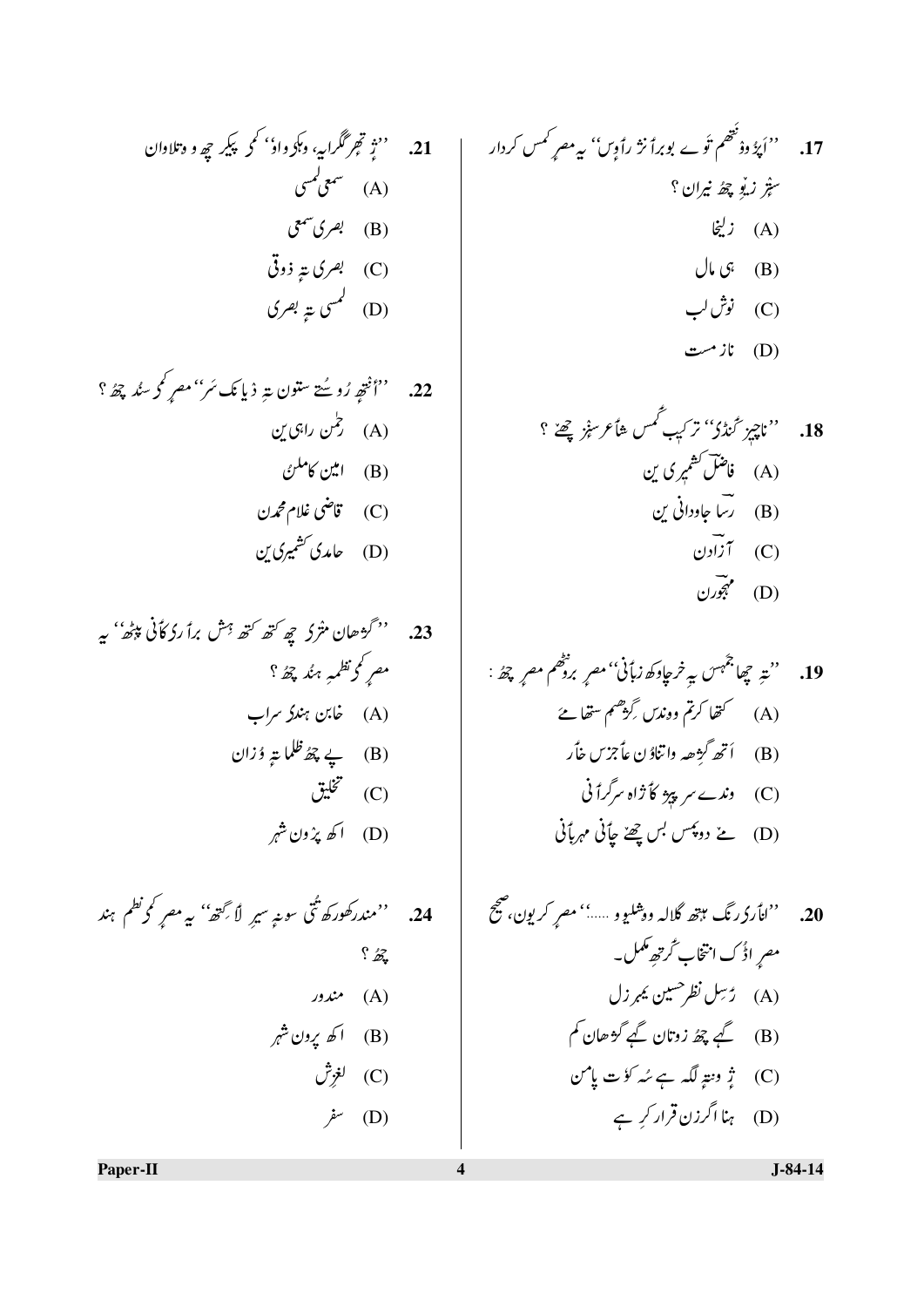17. ''اَپُز وُنُھم تَوے بوبراَ نژ راَوِس'' یہ مصرٕ کمس کردار سنٛز زبانہِ چھُ نیران ؟

(A) زلیخا

(B) ہی مال

(C) نوش لب

(D) ناز مست

18. ''ناچیز گنڈٕ'' ترکیب کٔمس شاعر سنٛز چھےٚ ؟

(A) فاضلؔ کشمیری ین

(B) رساؔ جاودانی ین

(C) آزادؔن

(D) مہجورؔن

19. ''تہٕ چھا ہمس یہ خرچاوکھ زباًنی'' مصرٕ برونٛھم مصرٕ چھُ :

(A) کتھا کرتم وونٛدس گرٛھم ستھاے

(B) اَتھ گرٛھہ واتناؤن عاجزس خاًر

(C) ونٛدے سر پیٛڑ کاًژاہ سرگراًنی

(D) مےٚ دوپمس بس چھےٚ چاًنی مہرباًنی

20. ''اٹاًری رنگ ہیتھ گلالہ ووشلیو ......'' مصرٕ کریون، صحیح مصرٕ اڈٕک انتخاب کٔرتھٕ مکمل۔

(A) رٔسل نظر حسین یمبرزل

(B) گٔیہ چھُ زوتان گیہ گوٗھان کم

(C) ژٕ ونتہٕ لگہ ہے سٕہ کوٗت پامن

(D) ہنا اگر زن قرار کرِ ہے

21. ''ژٕ تھر گگرایہ، وہکہ واو'' کٕمہ پیکر چھ وتلاوان

(A) سمعی لمسی

(B) بصری سمعی

(C) بصری تہٕ ذوقی

(D) لمسی تہٕ بصری

22. ''اَنٛتھہ رُو سُتہ ستون تہٕ ذیانک سَر'' مصرٕ کٕمی سُنٛد چھُ ؟

(A) رحمٰن راہی ین

(B) امین کاملنٛ

(C) قاضی غلام محمدن

(D) حامدی کشمیری ین

23. ''گوٗھان مٔتر چھ کتھ کتھ ہش براًری کاًنی پٹھ'' یہ مصرٕ کٕمہ نظمہِ ہنٛد چھُ ؟

(A) خابن ہنٛد سراب

(B) پے چھُ ظلما تہٕ وُزان

(C) تخلیق

(D) اکھ پزون شہر

24. ''مندرکھورکھ ٹٔنی سوہہٕ سیر لاَ گتھ'' یہ مصرٕ کمہ نظمہِ ہنٛد چھُ ؟

(A) مندور

(B) اکھ پرون شہر

(C) لغزش

(D) سفر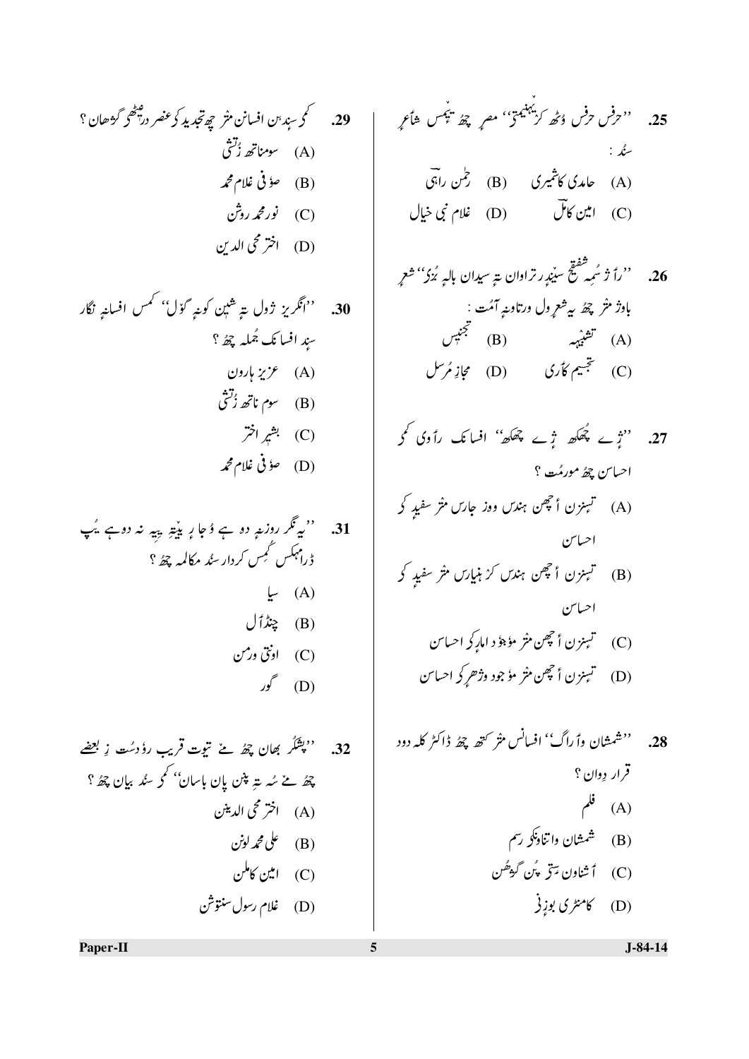25. ''حرفس حرفس وُچھ کرٚیٛمِتۍ'' مصرٕ چھُ کٔمِس شاعرٕ سُنٛد :

(A) حامدی کاشمیری (B) رحمٰن راہیؔ

(C) امین کاملؔ (D) غلام نبی خیال

26. ''رأژ سُمہٕ شفیقؔ سیٛندر تراوان تہٕ سیدان بالہٕ بُزَیٚ'' شعرٕ باوژ منٛز چھُ یہٕ شعرٕ ول ورتاونہٕ آمُت :

(A) تشبیٖہہ (B) تجنیٖس

(C) تجسیم کأری (D) مجازِ مُرسل

27. ''ژٕرے چُھکھ ژٕرے چھکھ'' افسانک رأوی کٔمی احساس چھُ مورمُت ؟

(A) تیٚنزن أچھن ہندس ووز جارس منٛز سفیدٕ کر احساس

(B) تیٚنزن أچھن ہندس کرٚ بنیارس منٛز سفیدٕ کر احساس

(C) تیٚنزن أچھن منٛز مؤجۄد امارٕ کر احساس

(D) تیٚنزن أچھن منٛز مۆجود وژھرٕ کر احساس

28. ''شمشان وأراگ'' افسانس منٛز کتھ چھُ ڈاکٹر کلہ دود قرار دِوان ؟

(A) قلم

(B) شمشان واتناونکۍ رسم

(C) اَشناون ہٕنٛز پُن گژھُن

(D) کامنٛزی بوزٕنۍ

29. کٔمی سٕندین افسانن منٛز چھُ تجدید کر عنصر دٔرِٛتھ گژھان ؟

(A) سومناتھ زُتشی

(B) صۆفی غلام محمد

(C) نور محمد روشن

(D) اختر محی الدین

30. ''انگریز ژول تہٕ شیٖن کونہٕ گوٚل'' کٔمس افسانہٕ نگار سٕند افسانک جُملہ چھُ ؟

(A) عزیز ہارون

(B) سوم ناتھ زُتشی

(C) بشیر اختر

(D) صۆفی غلام محمد

31. ''یہٕ نگر روزنہٕ دو ہے وُجا رٕ یٚیٖتہٕ یہٕ نہ دوہے یُپ ڈرامہکس کٔمِس کردار سُنٛد مکالمہ چھُ ؟

(A) سیا

(B) چنڈآل

(C) اونتی ورمن

(D) گور

32. ''پشکرٔ بھان چھُ نہٕ تیوت قریب رۄدُمت زِ بعضے چھُ نہٕ سُہ تہٕ پٔنٕن پان باسان'' کٔمی سُنٛد بیان چھُ ؟

(A) اختر محی الدینن

(B) علی محمد لونن

(C) امین کاملن

(D) غلام رسول سنتوشن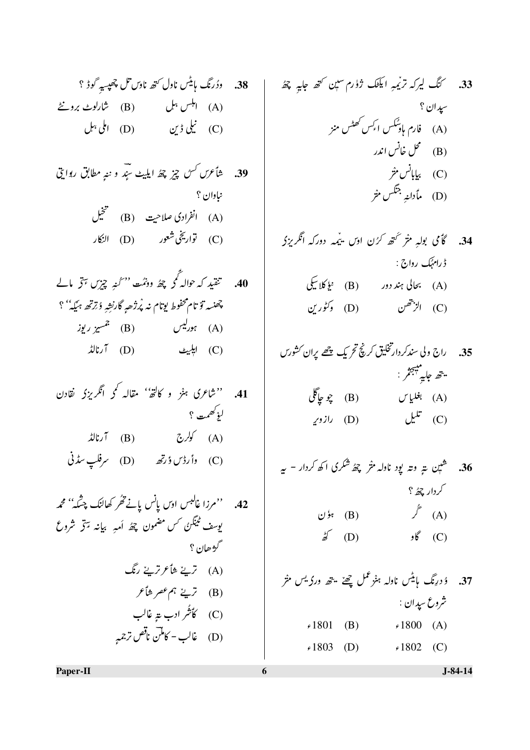33. کنگ لیرکہ ترٚیمہِ ایکٹک ژٔدرم سین کتھ جایہِ چھُ سپدان ؟

(A) فارم ہاوٗسکس اَکس کھٔش منز

(B) محل خانس اندر

(C) بیابانس منٛز

(D) مٲدانہِ جنگس منٛز

34. گامی بولہِ منٛز کتھ کرُن اوس یِمہ دورکہ انگریزی ڈرامٹک رواج :

(A) بحالی ہند دور

(B) نیٖو کلاسیکی

(C) الزبتھن

(D) وکٹورین

35. راج ولی سندکردارتخلیق کرنٕچ تحریک چھےٚ پران کشورس یتھ جایہِ میٛجہٕ :

(A) بغلیاس

(B) چو چاگلی

(C) تلیل

(D) رازویہ

36. شین تہٕ وتہ پود ناولہ منٛز چھُ شکری اکھ کردار - یہ کردار چھُ ؟

(A) گُر

(B) ہٕون

(C) گاو

(D) کٕٹھ

37. وُدرنگ ہائٹس ناولہ ہنٛز عمل چھےٚ یتھ وریس منٛز شروع سپدان :

(A) 1800ء

(B) 1801ء

(C) 1802ء

(D) 1803ء

38. وُدرنگ ہائٹس ناول کتھ ناوس تل چھپیہِ گوڈٕ ؟

(A) ایلس بیل

(B) شارلوٹ برونٹے

(C) نیلی ڈین

(D) املی بیل

39. شاعرس کُس چیز چھُ ایلیٹ سٕنٛد و ننہِ مطابق روایتی نباوان ؟

(A) انفرادی صلاحیت

(B) تخیل

(C) تواریخی شعور

(D) الںکار

40. تنقید کہ حوالہ کٔمہ چھُ وونمُت ''کُنہِ چیزس ہٕتہ مالے چھنہ تُو تام محفوظ یوتام نہ پُرژھہِ گارنٕشہِ وُرتھ ہیکہٕ'' ؟

(A) ہوریس

(B) جمیز ریوز

(C) ایلیٹ

(D) آرنالڈ

41. ''شاعری ہنٛز و کالتھ'' مقالہ کٔمہ انگریزی نقادن لیوٗکھمت ؟

(A) کولرج

(B) آرنالڈ

(C) وأرڈس وُرتھ

(D) سرفلپ سڈنی

42. ''مرزا غالبس اوس پانٕنے تھُر کھالنک چسکہٕ'' محمد یوسف ٹینگنٕ کُس مضمون چھُ امہِ بیانہ ہٕتہ شروع گژھان ؟

(A) ترٚیٚ شاعر ترٚیٚ رنگ

(B) ترٚیٚ ہم عصر شاعر

(C) کأشُر ادب تہٕ غالب

(D) غالب - کاملن ناقص ترجمہٕ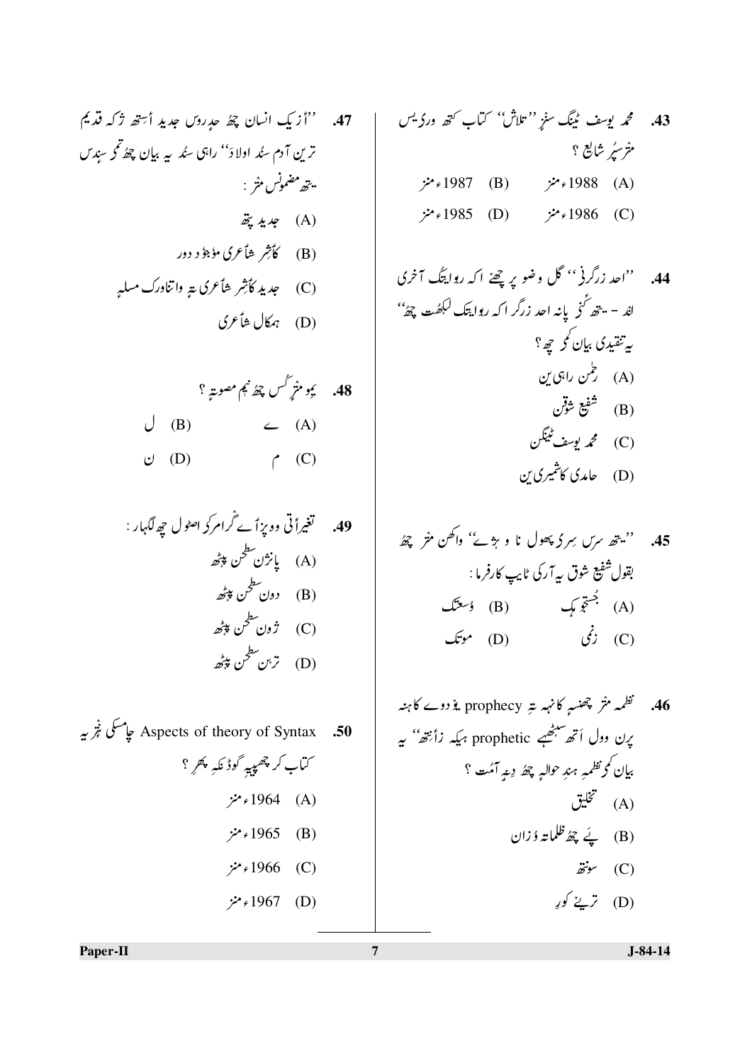43. محمد یوسف ٹینگ سنٛز ''تلاش'' کتاب کتھ وری یس منٛزسپٕر شایع ؟

(A) 1988ء منٛز (B) 1987ء منٛز

(C) 1986ء منٛز (D) 1985ء منٛز

44. ''احد زرگرنٛ'' گل وضو پر چھےٚ اکہ روایتک آخری اند - یتھ کٕنۍ پانہ احد زرگر اکہ روایتک لکھُت چھُ'' یہ تنقیدی بیان کُس چھ ؟

(A) رحمٰن راہی ین

(B) شفیع شوقن

(C) محمد یوسف ٹینگن

(D) حامدی کاشمیری ین

45. ''یتھ سرس سری پھول نا و بڑے'' واکھن منٛز چھُ بقول شفیع شوق یہ آرکی ٹایپ کارفرما :

(A) جُستجو ہک (B) وُسعتک

(C) زنٛی (D) موتک

46. نظمہ منٛز چھنہٕ کانہہ تہٕ prophecy یۄٚ دوے کانہہ پرن ووِل اَتھ سبٔھبے prophetic ہیکہ زانٛتھ'' یہ بیان کُس نظمہِ ہندِ حوالہٕ چھُ دِنہٕ آمُت ؟

(A) تخلیق

(B) پےٚ چھُ ظلماتہ ڈزان

(C) سونتھ

(D) تریےٚ کورِ

47. ''اَز یک انسان چھُ حدروس جدید اَستھ ژکہ قدیم ترین آدم سنٛد اولاد'' راہی سنٛد یہ بیان چھُ کُس سنٛدس یتھ مضمونس منٛز :

(A) جدید پتھ

(B) کاشُر شاعری مؤجوٗد دور

(C) جدید کاشُر شاعری تہٕ واتناورک مسلہٕ

(D) ہمکال شاعری

48. یمو منٛز کُس چھُ نیم مصوتہٕ ؟

(A) ے (B) ل

(C) م (D) ن

49. تغیراتی وویزاے گرامرکۍ اصول چھ لگہار :

(A) پانژن سطحن پٹھ

(B) دون سطحن پٹھ

(C) ژون سطحن پٹھ

(D) ترٛین سطحن پٹھ

50. Aspects of theory of Syntax چامسکی ہٕنز یہ کتاب کر چھپیہٕ گوڈنکہٕ پھرِ ؟

(A) 1964ء منٛز

(B) 1965ء منٛز

(C) 1966ء منٛز

(D) 1967ء منٛز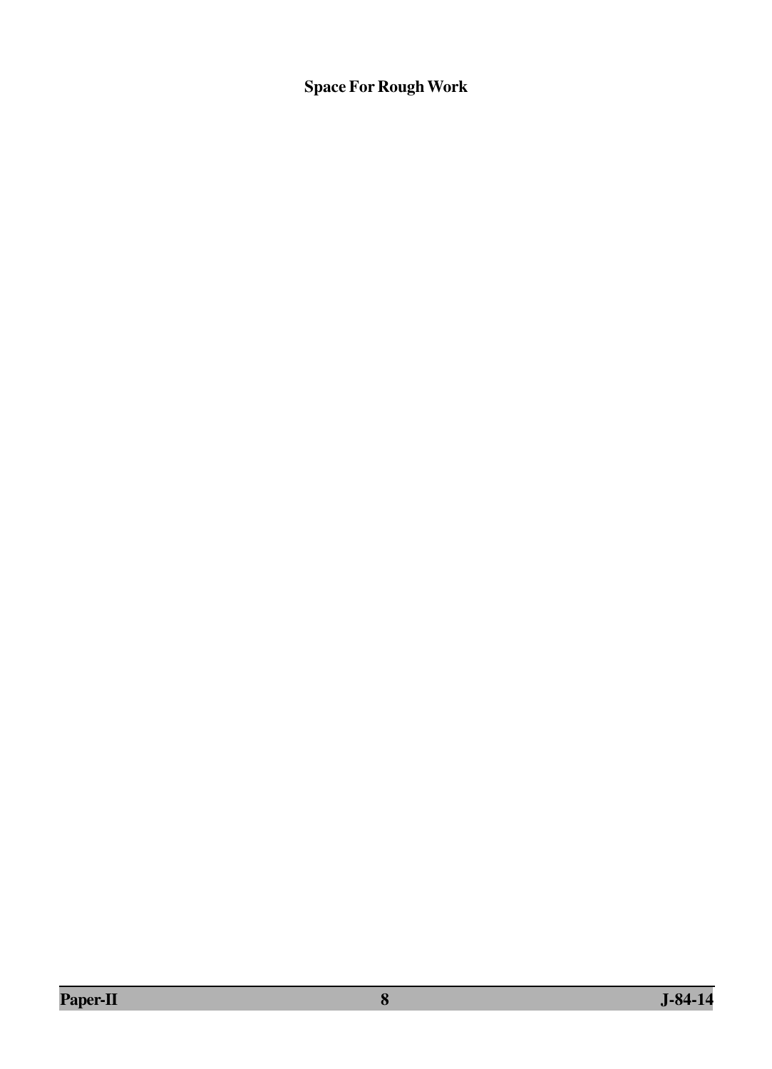**Space For Rough Work**